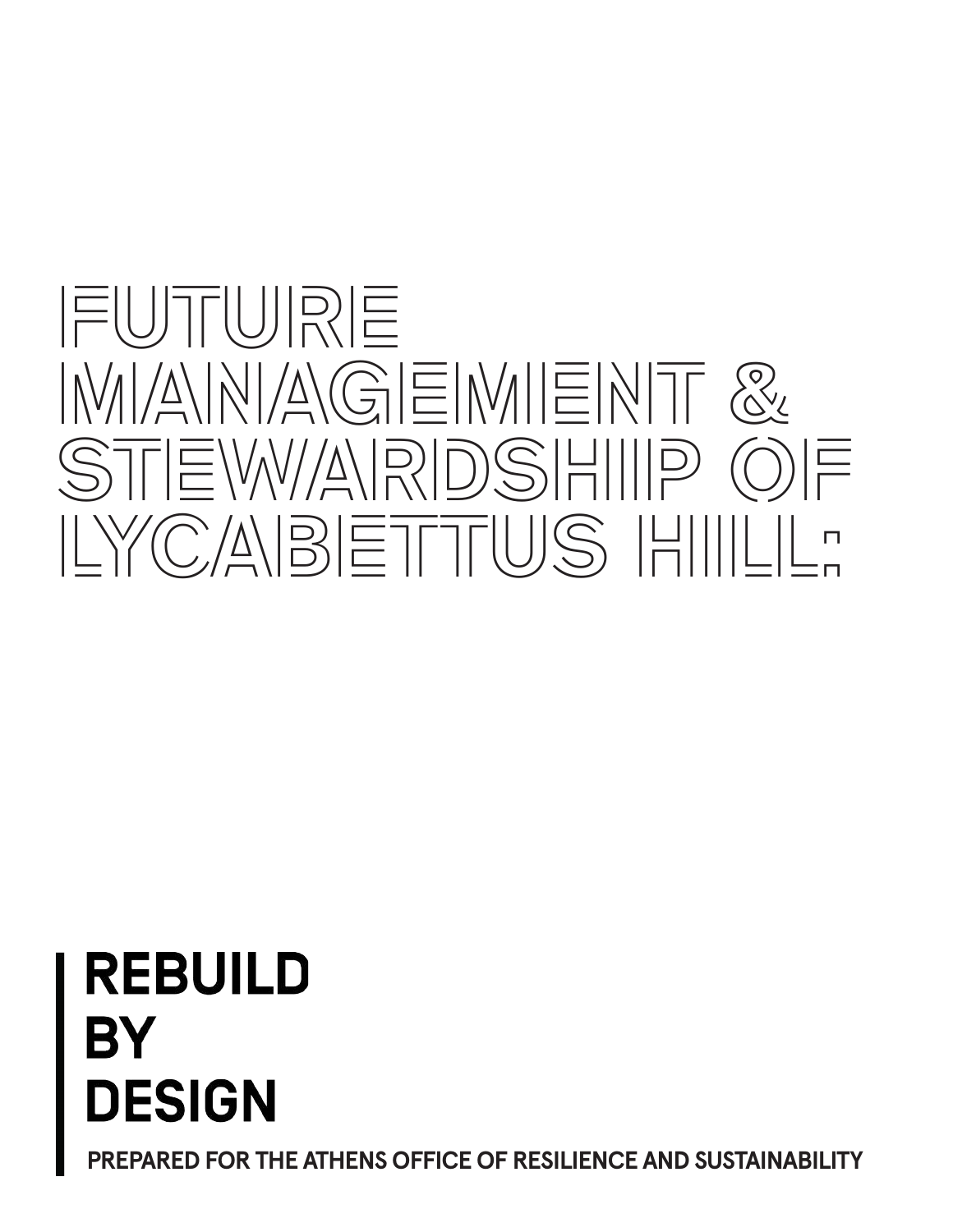# FUTURE MANAGEMENT & STEWARDSHIP OF LYCABETTUS HILL:

**REBUILD BY DESIGN**

**PREPARED FOR THE ATHENS OFFICE OF RESILIENCE AND SUSTAINABILITY**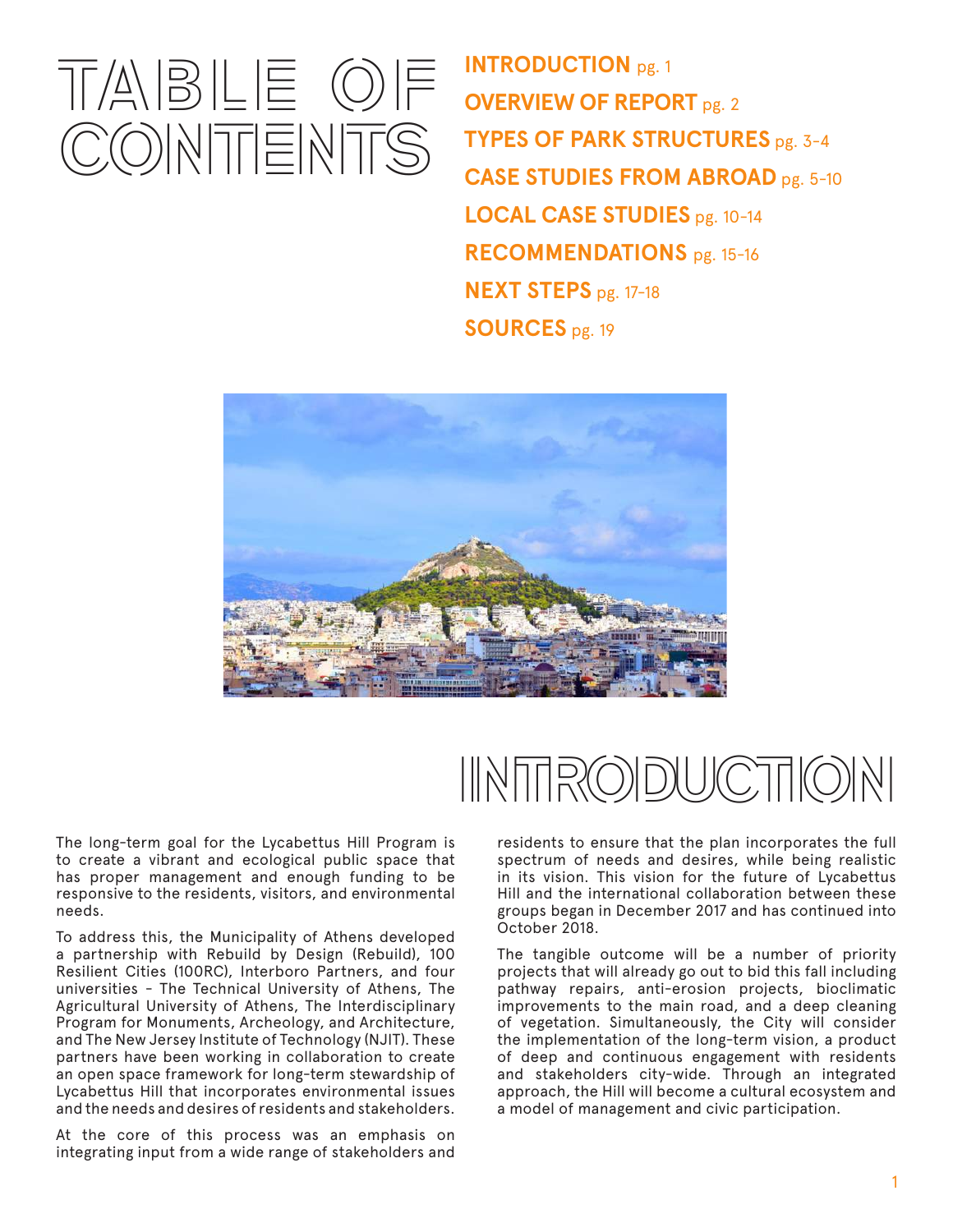# TABLE OF CONTENTS

**INTRODUCTION** pg. 1

**OVERVIEW OF REPORT** pg. 2

**TYPES OF PARK STRUCTURES** pg. 3-4

**CASE STUDIES FROM ABROAD** pg. 5-10

**LOCAL CASE STUDIES** pg. 10-14

**RECOMMENDATIONS** pg. 15-16

**NEXT STEPS** pg. 17-18

**SOURCES** pg. 19

# INTRODUCTION

The long-term goal for the Lycabettus Hill Program is to create a vibrant and ecological public space that has proper management and enough funding to be responsive to the residents, visitors, and environmental needs.

To address this, the Municipality of Athens developed a partnership with Rebuild by Design (Rebuild), 100 Resilient Cities (100RC), Interboro Partners, and four universities - The Technical University of Athens, The Agricultural University of Athens, The Interdisciplinary Program for Monuments, Archeology, and Architecture, and The New Jersey Institute of Technology (NJIT). These partners have been working in collaboration to create an open space framework for long-term stewardship of Lycabettus Hill that incorporates environmental issues and the needs and desires of residents and stakeholders.

At the core of this process was an emphasis on integrating input from a wide range of stakeholders and residents to ensure that the plan incorporates the full spectrum of needs and desires, while being realistic in its vision. This vision for the future of Lycabettus Hill and the international collaboration between these groups began in December 2017 and has continued into October 2018.

The tangible outcome will be a number of priority projects that will already go out to bid this fall including pathway repairs, anti-erosion projects, bioclimatic improvements to the main road, and a deep cleaning of vegetation. Simultaneously, the City will consider the implementation of the long-term vision, a product of deep and continuous engagement with residents and stakeholders city-wide. Through an integrated approach, the Hill will become a cultural ecosystem and a model of management and civic participation.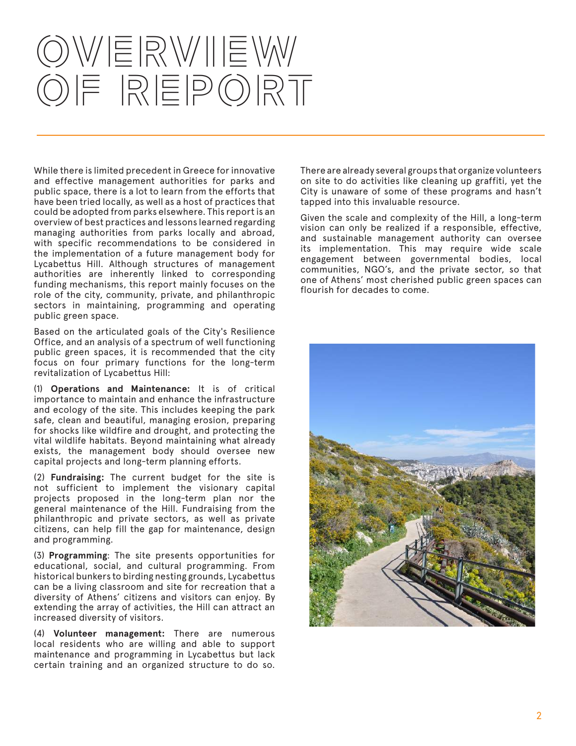# OVERVIEW OF REPORT

While there is limited precedent in Greece for innovative and effective management authorities for parks and public space, there is a lot to learn from the efforts that have been tried locally, as well as a host of practices that could be adopted from parks elsewhere. This report is an overview of best practices and lessons learned regarding managing authorities from parks locally and abroad, with specific recommendations to be considered in the implementation of a future management body for Lycabettus Hill. Although structures of management authorities are inherently linked to corresponding funding mechanisms, this report mainly focuses on the role of the city, community, private, and philanthropic sectors in maintaining, programming and operating public green space.

Based on the articulated goals of the City's Resilience Office, and an analysis of a spectrum of well functioning public green spaces, it is recommended that the city focus on four primary functions for the long-term revitalization of Lycabettus Hill:

(1) **Operations and Maintenance:** It is of critical importance to maintain and enhance the infrastructure and ecology of the site. This includes keeping the park safe, clean and beautiful, managing erosion, preparing for shocks like wildfire and drought, and protecting the vital wildlife habitats. Beyond maintaining what already exists, the management body should oversee new capital projects and long-term planning efforts.

(2) **Fundraising:** The current budget for the site is not sufficient to implement the visionary capital projects proposed in the long-term plan nor the general maintenance of the Hill. Fundraising from the philanthropic and private sectors, as well as private citizens, can help fill the gap for maintenance, design and programming.

(3) **Programming**: The site presents opportunities for educational, social, and cultural programming. From historical bunkers to birding nesting grounds, Lycabettus can be a living classroom and site for recreation that a diversity of Athens' citizens and visitors can enjoy. By extending the array of activities, the Hill can attract an increased diversity of visitors.

(4) **Volunteer management:** There are numerous local residents who are willing and able to support maintenance and programming in Lycabettus but lack certain training and an organized structure to do so. There are already several groups that organize volunteers on site to do activities like cleaning up graffiti, yet the City is unaware of some of these programs and hasn't tapped into this invaluable resource.

Given the scale and complexity of the Hill, a long-term vision can only be realized if a responsible, effective, and sustainable management authority can oversee its implementation. This may require wide scale engagement between governmental bodies, local communities, NGO's, and the private sector, so that one of Athens' most cherished public green spaces can flourish for decades to come.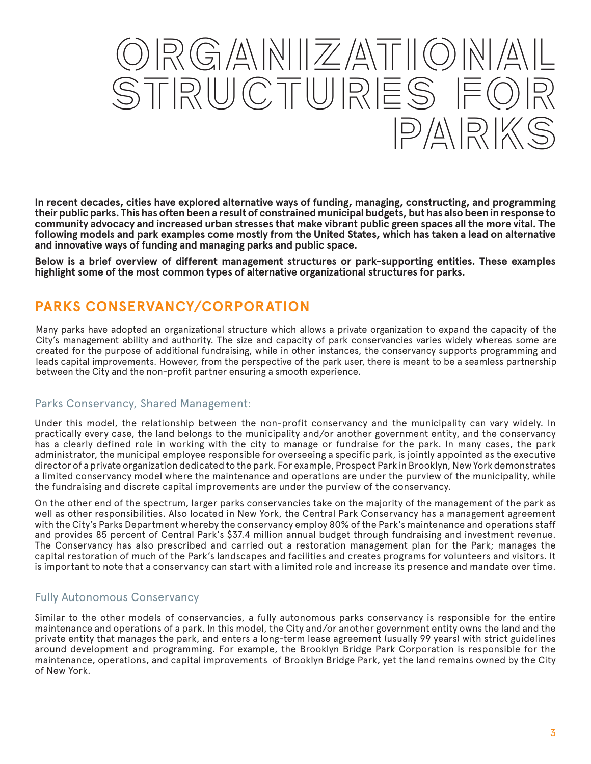# ORGANIZATIONAL STRUCTURES FOR PARKS

**In recent decades, cities have explored alternative ways of funding, managing, constructing, and programming their public parks. This has often been a result of constrained municipal budgets, but has also been in response to community advocacy and increased urban stresses that make vibrant public green spaces all the more vital. The following models and park examples come mostly from the United States, which has taken a lead on alternative and innovative ways of funding and managing parks and public space.**

**Below is a brief overview of different management structures or park-supporting entities. These examples highlight some of the most common types of alternative organizational structures for parks.**

## PARKS CONSERVANCY/CORPORATION

Many parks have adopted an organizational structure which allows a private organization to expand the capacity of the City's management ability and authority. The size and capacity of park conservancies varies widely whereas some are created for the purpose of additional fundraising, while in other instances, the conservancy supports programming and leads capital improvements. However, from the perspective of the park user, there is meant to be a seamless partnership between the City and the non-profit partner ensuring a smooth experience.

### Parks Conservancy, Shared Management:

Under this model, the relationship between the non-profit conservancy and the municipality can vary widely. In practically every case, the land belongs to the municipality and/or another government entity, and the conservancy has a clearly defined role in working with the city to manage or fundraise for the park. In many cases, the park administrator, the municipal employee responsible for overseeing a specific park, is jointly appointed as the executive director of a private organization dedicated to the park. For example, Prospect Park in Brooklyn, New York demonstrates a limited conservancy model where the maintenance and operations are under the purview of the municipality, while the fundraising and discrete capital improvements are under the purview of the conservancy.

On the other end of the spectrum, larger parks conservancies take on the majority of the management of the park as well as other responsibilities. Also located in New York, the Central Park Conservancy has a management agreement with the City's Parks Department whereby the conservancy employ 80% of the Park's maintenance and operations staff and provides 85 percent of Central Park's $37.4 million annual budget through fundraising and investment revenue. The Conservancy has also prescribed and carried out a restoration management plan for the Park; manages the capital restoration of much of the Park's landscapes and facilities and creates programs for volunteers and visitors. It is important to note that a conservancy can start with a limited role and increase its presence and mandate over time.

### Fully Autonomous Conservancy

Similar to the other models of conservancies, a fully autonomous parks conservancy is responsible for the entire maintenance and operations of a park. In this model, the City and/or another government entity owns the land and the private entity that manages the park, and enters a long-term lease agreement (usually 99 years) with strict guidelines around development and programming. For example, the Brooklyn Bridge Park Corporation is responsible for the maintenance, operations, and capital improvements of Brooklyn Bridge Park, yet the land remains owned by the City of New York.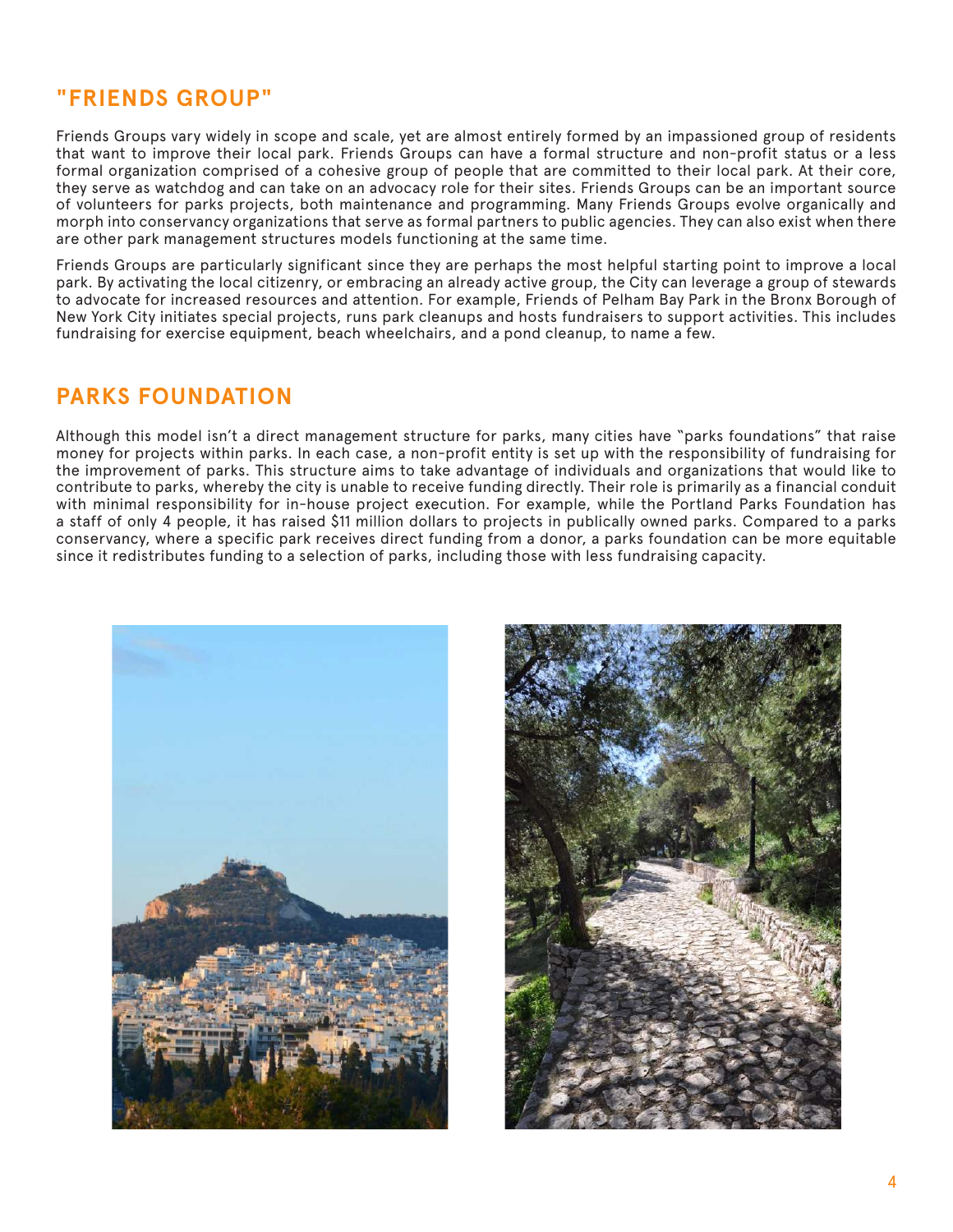## "FRIENDS GROUP"

Friends Groups vary widely in scope and scale, yet are almost entirely formed by an impassioned group of residents that want to improve their local park. Friends Groups can have a formal structure and non-profit status or a less formal organization comprised of a cohesive group of people that are committed to their local park. At their core, they serve as watchdog and can take on an advocacy role for their sites. Friends Groups can be an important source of volunteers for parks projects, both maintenance and programming. Many Friends Groups evolve organically and morph into conservancy organizations that serve as formal partners to public agencies. They can also exist when there are other park management structures models functioning at the same time.

Friends Groups are particularly significant since they are perhaps the most helpful starting point to improve a local park. By activating the local citizenry, or embracing an already active group, the City can leverage a group of stewards to advocate for increased resources and attention. For example, Friends of Pelham Bay Park in the Bronx Borough of New York City initiates special projects, runs park cleanups and hosts fundraisers to support activities. This includes fundraising for exercise equipment, beach wheelchairs, and a pond cleanup, to name a few.

## PARKS FOUNDATION

Although this model isn't a direct management structure for parks, many cities have "parks foundations" that raise money for projects within parks. In each case, a non-profit entity is set up with the responsibility of fundraising for the improvement of parks. This structure aims to take advantage of individuals and organizations that would like to contribute to parks, whereby the city is unable to receive funding directly. Their role is primarily as a financial conduit with minimal responsibility for in-house project execution. For example, while the Portland Parks Foundation has a staff of only 4 people, it has raised $11 million dollars to projects in publically owned parks. Compared to a parks conservancy, where a specific park receives direct funding from a donor, a parks foundation can be more equitable since it redistributes funding to a selection of parks, including those with less fundraising capacity.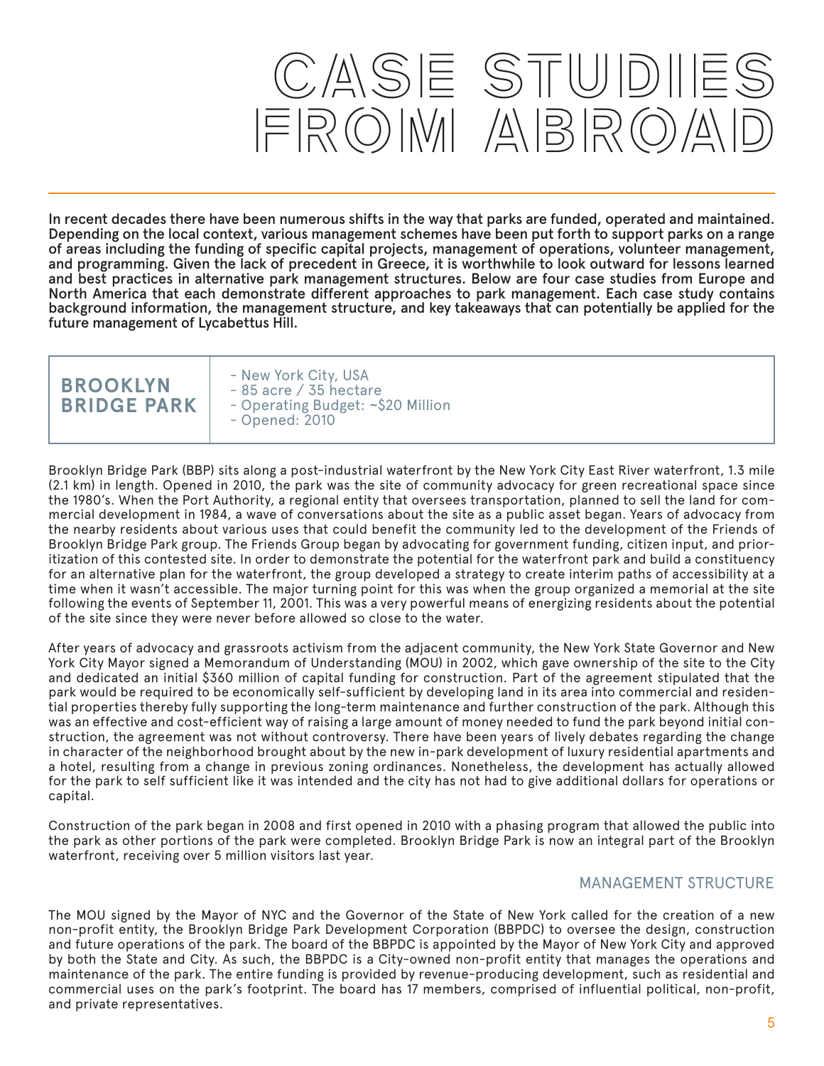# CASE STUDIES FROM ABROAD

**In recent decades there have been numerous shifts in the way that parks are funded, operated and maintained. Depending on the local context, various management schemes have been put forth to support parks on a range of areas including the funding of specific capital projects, management of operations, volunteer management, and programming. Given the lack of precedent in Greece, it is worthwhile to look outward for lessons learned and best practices in alternative park management structures. Below are four case studies from Europe and North America that each demonstrate different approaches to park management. Each case study contains background information, the management structure, and key takeaways that can potentially be applied for the future management of Lycabettus Hill.**

## BROOKLYN BRIDGE PARK

- New York City, USA
- 85 acre / 35 hectare
- Operating Budget: ~$20 Million
- Opened: 2010

Brooklyn Bridge Park (BBP) sits along a post-industrial waterfront by the New York City East River waterfront, 1.3 mile (2.1 km) in length. Opened in 2010, the park was the site of community advocacy for green recreational space since the 1980's. When the Port Authority, a regional entity that oversees transportation, planned to sell the land for commercial development in 1984, a wave of conversations about the site as a public asset began. Years of advocacy from the nearby residents about various uses that could benefit the community led to the development of the Friends of Brooklyn Bridge Park group. The Friends Group began by advocating for government funding, citizen input, and prioritization of this contested site. In order to demonstrate the potential for the waterfront park and build a constituency for an alternative plan for the waterfront, the group developed a strategy to create interim paths of accessibility at a time when it wasn't accessible. The major turning point for this was when the group organized a memorial at the site following the events of September 11, 2001. This was a very powerful means of energizing residents about the potential of the site since they were never before allowed so close to the water.

After years of advocacy and grassroots activism from the adjacent community, the New York State Governor and New York City Mayor signed a Memorandum of Understanding (MOU) in 2002, which gave ownership of the site to the City and dedicated an initial $360 million of capital funding for construction. Part of the agreement stipulated that the park would be required to be economically self-sufficient by developing land in its area into commercial and residential properties thereby fully supporting the long-term maintenance and further construction of the park. Although this was an effective and cost-efficient way of raising a large amount of money needed to fund the park beyond initial construction, the agreement was not without controversy. There have been years of lively debates regarding the change in character of the neighborhood brought about by the new in-park development of luxury residential apartments and a hotel, resulting from a change in previous zoning ordinances. Nonetheless, the development has actually allowed for the park to self sufficient like it was intended and the city has not had to give additional dollars for operations or capital.

Construction of the park began in 2008 and first opened in 2010 with a phasing program that allowed the public into the park as other portions of the park were completed. Brooklyn Bridge Park is now an integral part of the Brooklyn waterfront, receiving over 5 million visitors last year.

### MANAGEMENT STRUCTURE

The MOU signed by the Mayor of NYC and the Governor of the State of New York called for the creation of a new non-profit entity, the Brooklyn Bridge Park Development Corporation (BBPDC) to oversee the design, construction and future operations of the park. The board of the BBPDC is appointed by the Mayor of New York City and approved by both the State and City. As such, the BBPDC is a City-owned non-profit entity that manages the operations and maintenance of the park. The entire funding is provided by revenue-producing development, such as residential and commercial uses on the park's footprint. The board has 17 members, comprised of influential political, non-profit, and private representatives.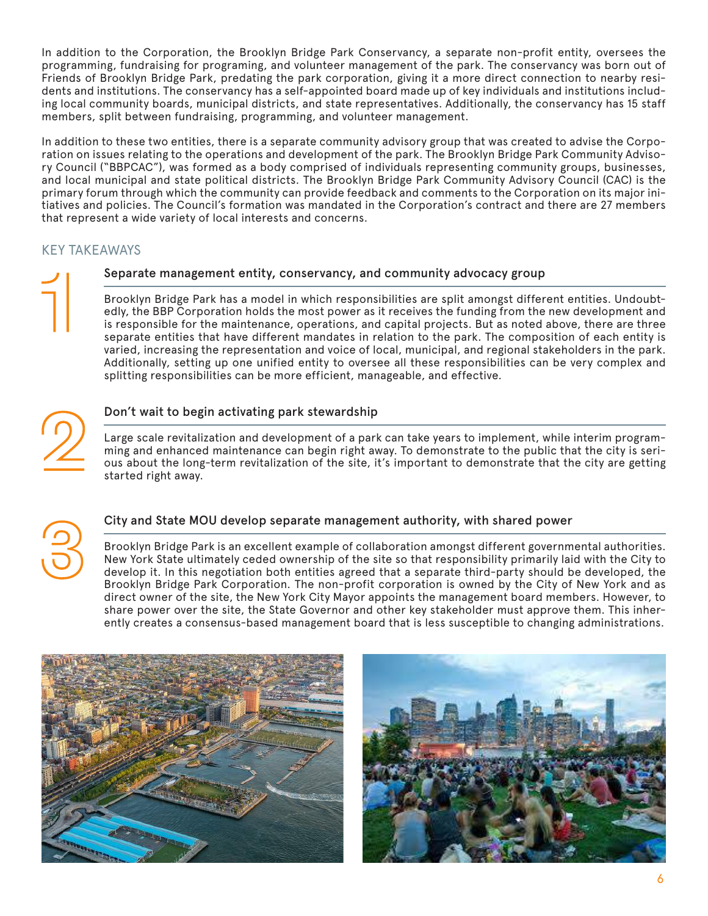In addition to the Corporation, the Brooklyn Bridge Park Conservancy, a separate non-profit entity, oversees the programming, fundraising for programing, and volunteer management of the park. The conservancy was born out of Friends of Brooklyn Bridge Park, predating the park corporation, giving it a more direct connection to nearby residents and institutions. The conservancy has a self-appointed board made up of key individuals and institutions including local community boards, municipal districts, and state representatives. Additionally, the conservancy has 15 staff members, split between fundraising, programming, and volunteer management.

In addition to these two entities, there is a separate community advisory group that was created to advise the Corporation on issues relating to the operations and development of the park. The Brooklyn Bridge Park Community Advisory Council ("BBPCAC"), was formed as a body comprised of individuals representing community groups, businesses, and local municipal and state political districts. The Brooklyn Bridge Park Community Advisory Council (CAC) is the primary forum through which the community can provide feedback and comments to the Corporation on its major initiatives and policies. The Council's formation was mandated in the Corporation's contract and there are 27 members that represent a wide variety of local interests and concerns.

## KEY TAKEAWAYS

### 1 Separate management entity, conservancy, and community advocacy group

Brooklyn Bridge Park has a model in which responsibilities are split amongst different entities. Undoubtedly, the BBP Corporation holds the most power as it receives the funding from the new development and is responsible for the maintenance, operations, and capital projects. But as noted above, there are three separate entities that have different mandates in relation to the park. The composition of each entity is varied, increasing the representation and voice of local, municipal, and regional stakeholders in the park. Additionally, setting up one unified entity to oversee all these responsibilities can be very complex and splitting responsibilities can be more efficient, manageable, and effective.

### 2 Don't wait to begin activating park stewardship

Large scale revitalization and development of a park can take years to implement, while interim programming and enhanced maintenance can begin right away. To demonstrate to the public that the city is serious about the long-term revitalization of the site, it's important to demonstrate that the city are getting started right away.

### 3 City and State MOU develop separate management authority, with shared power

Brooklyn Bridge Park is an excellent example of collaboration amongst different governmental authorities. New York State ultimately ceded ownership of the site so that responsibility primarily laid with the City to develop it. In this negotiation both entities agreed that a separate third-party should be developed, the Brooklyn Bridge Park Corporation. The non-profit corporation is owned by the City of New York and as direct owner of the site, the New York City Mayor appoints the management board members. However, to share power over the site, the State Governor and other key stakeholder must approve them. This inherently creates a consensus-based management board that is less susceptible to changing administrations.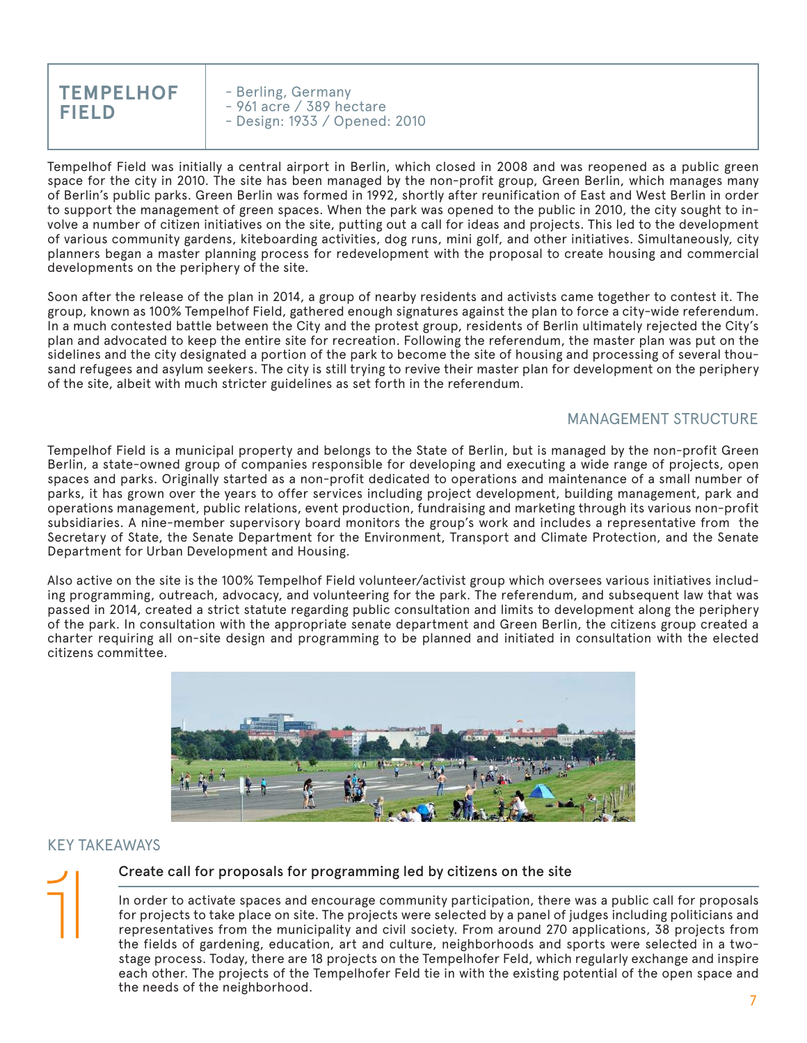# TEMPELHOF FIELD

- Berling, Germany
- 961 acre / 389 hectare
- Design: 1933 / Opened: 2010

Tempelhof Field was initially a central airport in Berlin, which closed in 2008 and was reopened as a public green space for the city in 2010. The site has been managed by the non-profit group, Green Berlin, which manages many of Berlin's public parks. Green Berlin was formed in 1992, shortly after reunification of East and West Berlin in order to support the management of green spaces. When the park was opened to the public in 2010, the city sought to involve a number of citizen initiatives on the site, putting out a call for ideas and projects. This led to the development of various community gardens, kiteboarding activities, dog runs, mini golf, and other initiatives. Simultaneously, city planners began a master planning process for redevelopment with the proposal to create housing and commercial developments on the periphery of the site.

Soon after the release of the plan in 2014, a group of nearby residents and activists came together to contest it. The group, known as 100% Tempelhof Field, gathered enough signatures against the plan to force a city-wide referendum. In a much contested battle between the City and the protest group, residents of Berlin ultimately rejected the City's plan and advocated to keep the entire site for recreation. Following the referendum, the master plan was put on the sidelines and the city designated a portion of the park to become the site of housing and processing of several thousand refugees and asylum seekers. The city is still trying to revive their master plan for development on the periphery of the site, albeit with much stricter guidelines as set forth in the referendum.

## MANAGEMENT STRUCTURE

Tempelhof Field is a municipal property and belongs to the State of Berlin, but is managed by the non-profit Green Berlin, a state-owned group of companies responsible for developing and executing a wide range of projects, open spaces and parks. Originally started as a non-profit dedicated to operations and maintenance of a small number of parks, it has grown over the years to offer services including project development, building management, park and operations management, public relations, event production, fundraising and marketing through its various non-profit subsidiaries. A nine-member supervisory board monitors the group's work and includes a representative from the Secretary of State, the Senate Department for the Environment, Transport and Climate Protection, and the Senate Department for Urban Development and Housing.

Also active on the site is the 100% Tempelhof Field volunteer/activist group which oversees various initiatives including programming, outreach, advocacy, and volunteering for the park. The referendum, and subsequent law that was passed in 2014, created a strict statute regarding public consultation and limits to development along the periphery of the park. In consultation with the appropriate senate department and Green Berlin, the citizens group created a charter requiring all on-site design and programming to be planned and initiated in consultation with the elected citizens committee.

## KEY TAKEAWAYS

### 1 Create call for proposals for programming led by citizens on the site

In order to activate spaces and encourage community participation, there was a public call for proposals for projects to take place on site. The projects were selected by a panel of judges including politicians and representatives from the municipality and civil society. From around 270 applications, 38 projects from the fields of gardening, education, art and culture, neighborhoods and sports were selected in a two-stage process. Today, there are 18 projects on the Tempelhofer Feld, which regularly exchange and inspire each other. The projects of the Tempelhofer Feld tie in with the existing potential of the open space and the needs of the neighborhood.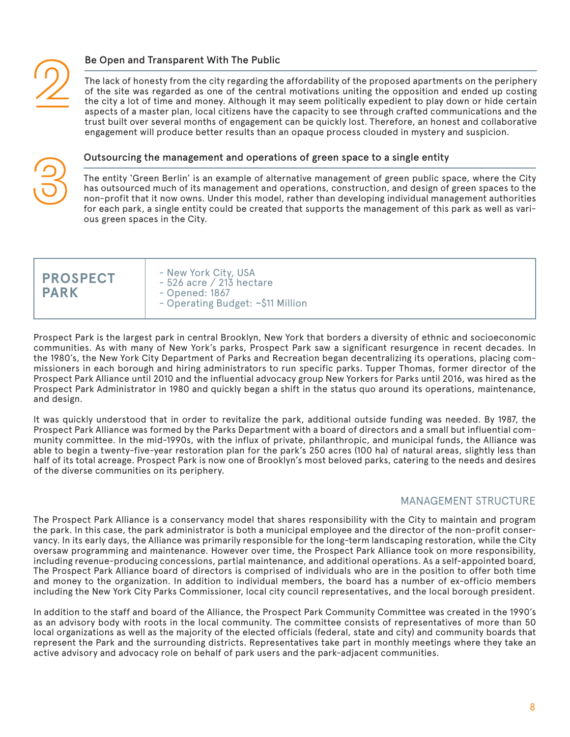### 2 Be Open and Transparent With The Public

The lack of honesty from the city regarding the affordability of the proposed apartments on the periphery of the site was regarded as one of the central motivations uniting the opposition and ended up costing the city a lot of time and money. Although it may seem politically expedient to play down or hide certain aspects of a master plan, local citizens have the capacity to see through crafted communications and the trust built over several months of engagement can be quickly lost. Therefore, an honest and collaborative engagement will produce better results than an opaque process clouded in mystery and suspicion.

### 3 Outsourcing the management and operations of green space to a single entity

The entity 'Green Berlin' is an example of alternative management of green public space, where the City has outsourced much of its management and operations, construction, and design of green spaces to the non-profit that it now owns. Under this model, rather than developing individual management authorities for each park, a single entity could be created that supports the management of this park as well as various green spaces in the City.

| **PROSPECT PARK** | - New York City, USA<br>- 526 acre / 213 hectare<br>- Opened: 1867<br>- Operating Budget: ~$11 Million |
|---|---|

Prospect Park is the largest park in central Brooklyn, New York that borders a diversity of ethnic and socioeconomic communities. As with many of New York's parks, Prospect Park saw a significant resurgence in recent decades. In the 1980's, the New York City Department of Parks and Recreation began decentralizing its operations, placing commissioners in each borough and hiring administrators to run specific parks. Tupper Thomas, former director of the Prospect Park Alliance until 2010 and the influential advocacy group New Yorkers for Parks until 2016, was hired as the Prospect Park Administrator in 1980 and quickly began a shift in the status quo around its operations, maintenance, and design.

It was quickly understood that in order to revitalize the park, additional outside funding was needed. By 1987, the Prospect Park Alliance was formed by the Parks Department with a board of directors and a small but influential community committee. In the mid-1990s, with the influx of private, philanthropic, and municipal funds, the Alliance was able to begin a twenty-five-year restoration plan for the park's 250 acres (100 ha) of natural areas, slightly less than half of its total acreage. Prospect Park is now one of Brooklyn's most beloved parks, catering to the needs and desires of the diverse communities on its periphery.

## MANAGEMENT STRUCTURE

The Prospect Park Alliance is a conservancy model that shares responsibility with the City to maintain and program the park. In this case, the park administrator is both a municipal employee and the director of the non-profit conservancy. In its early days, the Alliance was primarily responsible for the long-term landscaping restoration, while the City oversaw programming and maintenance. However over time, the Prospect Park Alliance took on more responsibility, including revenue-producing concessions, partial maintenance, and additional operations. As a self-appointed board, The Prospect Park Alliance board of directors is comprised of individuals who are in the position to offer both time and money to the organization. In addition to individual members, the board has a number of ex-officio members including the New York City Parks Commissioner, local city council representatives, and the local borough president.

In addition to the staff and board of the Alliance, the Prospect Park Community Committee was created in the 1990's as an advisory body with roots in the local community. The committee consists of representatives of more than 50 local organizations as well as the majority of the elected officials (federal, state and city) and community boards that represent the Park and the surrounding districts. Representatives take part in monthly meetings where they take an active advisory and advocacy role on behalf of park users and the park-adjacent communities.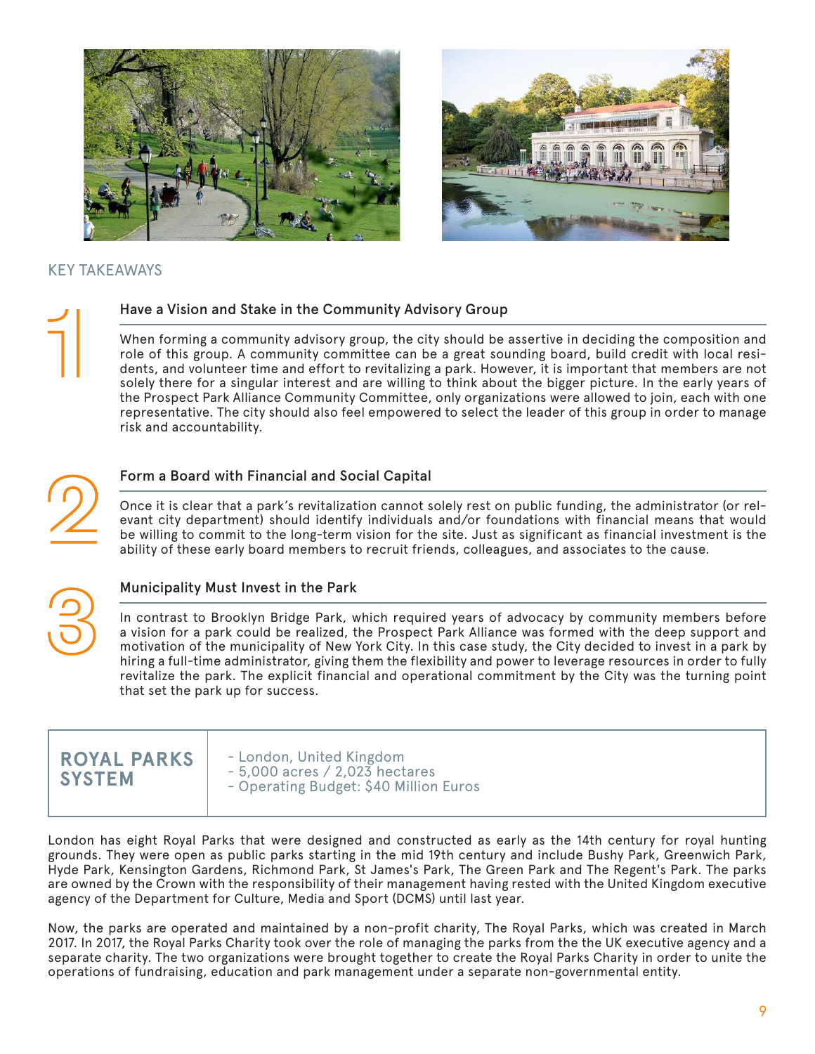## KEY TAKEAWAYS

### 1 Have a Vision and Stake in the Community Advisory Group

When forming a community advisory group, the city should be assertive in deciding the composition and role of this group. A community committee can be a great sounding board, build credit with local residents, and volunteer time and effort to revitalizing a park. However, it is important that members are not solely there for a singular interest and are willing to think about the bigger picture. In the early years of the Prospect Park Alliance Community Committee, only organizations were allowed to join, each with one representative. The city should also feel empowered to select the leader of this group in order to manage risk and accountability.

### 2 Form a Board with Financial and Social Capital

Once it is clear that a park's revitalization cannot solely rest on public funding, the administrator (or relevant city department) should identify individuals and/or foundations with financial means that would be willing to commit to the long-term vision for the site. Just as significant as financial investment is the ability of these early board members to recruit friends, colleagues, and associates to the cause.

### 3 Municipality Must Invest in the Park

In contrast to Brooklyn Bridge Park, which required years of advocacy by community members before a vision for a park could be realized, the Prospect Park Alliance was formed with the deep support and motivation of the municipality of New York City. In this case study, the City decided to invest in a park by hiring a full-time administrator, giving them the flexibility and power to leverage resources in order to fully revitalize the park. The explicit financial and operational commitment by the City was the turning point that set the park up for success.

| **ROYAL PARKS SYSTEM** | - London, United Kingdom<br>- 5,000 acres / 2,023 hectares<br>- Operating Budget: $40 Million Euros |
|---|---|

London has eight Royal Parks that were designed and constructed as early as the 14th century for royal hunting grounds. They were open as public parks starting in the mid 19th century and include Bushy Park, Greenwich Park, Hyde Park, Kensington Gardens, Richmond Park, St James's Park, The Green Park and The Regent's Park. The parks are owned by the Crown with the responsibility of their management having rested with the United Kingdom executive agency of the Department for Culture, Media and Sport (DCMS) until last year.

Now, the parks are operated and maintained by a non-profit charity, The Royal Parks, which was created in March 2017. In 2017, the Royal Parks Charity took over the role of managing the parks from the the UK executive agency and a separate charity. The two organizations were brought together to create the Royal Parks Charity in order to unite the operations of fundraising, education and park management under a separate non-governmental entity.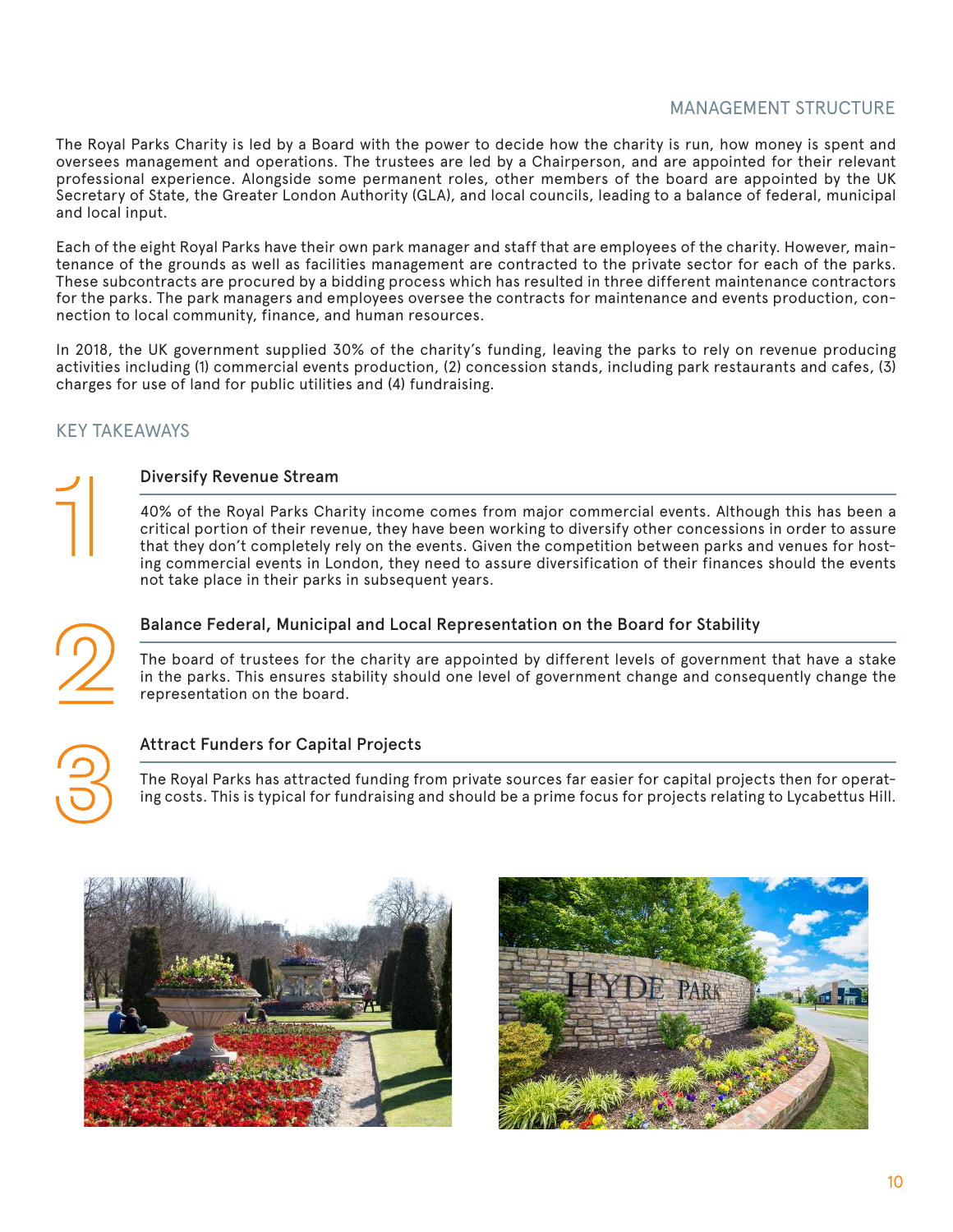## MANAGEMENT STRUCTURE

The Royal Parks Charity is led by a Board with the power to decide how the charity is run, how money is spent and oversees management and operations. The trustees are led by a Chairperson, and are appointed for their relevant professional experience. Alongside some permanent roles, other members of the board are appointed by the UK Secretary of State, the Greater London Authority (GLA), and local councils, leading to a balance of federal, municipal and local input.

Each of the eight Royal Parks have their own park manager and staff that are employees of the charity. However, maintenance of the grounds as well as facilities management are contracted to the private sector for each of the parks. These subcontracts are procured by a bidding process which has resulted in three different maintenance contractors for the parks. The park managers and employees oversee the contracts for maintenance and events production, connection to local community, finance, and human resources.

In 2018, the UK government supplied 30% of the charity's funding, leaving the parks to rely on revenue producing activities including (1) commercial events production, (2) concession stands, including park restaurants and cafes, (3) charges for use of land for public utilities and (4) fundraising.

## KEY TAKEAWAYS

### 1 Diversify Revenue Stream

40% of the Royal Parks Charity income comes from major commercial events. Although this has been a critical portion of their revenue, they have been working to diversify other concessions in order to assure that they don't completely rely on the events. Given the competition between parks and venues for hosting commercial events in London, they need to assure diversification of their finances should the events not take place in their parks in subsequent years.

### 2 Balance Federal, Municipal and Local Representation on the Board for Stability

The board of trustees for the charity are appointed by different levels of government that have a stake in the parks. This ensures stability should one level of government change and consequently change the representation on the board.

### 3 Attract Funders for Capital Projects

The Royal Parks has attracted funding from private sources far easier for capital projects then for operating costs. This is typical for fundraising and should be a prime focus for projects relating to Lycabettus Hill.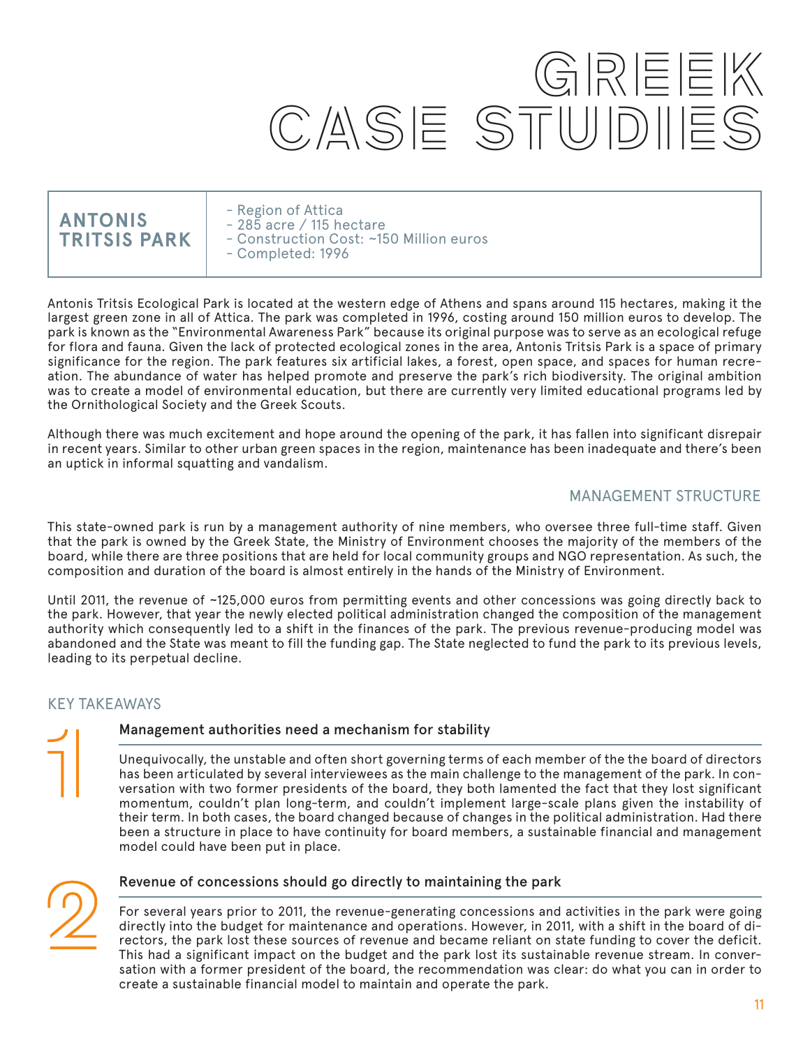# GREEK CASE STUDIES

| ANTONIS TRITSIS PARK | - Region of Attica<br>- 285 acre / 115 hectare<br>- Construction Cost: ~150 Million euros<br>- Completed: 1996 |
|---|---|

Antonis Tritsis Ecological Park is located at the western edge of Athens and spans around 115 hectares, making it the largest green zone in all of Attica. The park was completed in 1996, costing around 150 million euros to develop. The park is known as the "Environmental Awareness Park" because its original purpose was to serve as an ecological refuge for flora and fauna. Given the lack of protected ecological zones in the area, Antonis Tritsis Park is a space of primary significance for the region. The park features six artificial lakes, a forest, open space, and spaces for human recreation. The abundance of water has helped promote and preserve the park's rich biodiversity. The original ambition was to create a model of environmental education, but there are currently very limited educational programs led by the Ornithological Society and the Greek Scouts.

Although there was much excitement and hope around the opening of the park, it has fallen into significant disrepair in recent years. Similar to other urban green spaces in the region, maintenance has been inadequate and there's been an uptick in informal squatting and vandalism.

## MANAGEMENT STRUCTURE

This state-owned park is run by a management authority of nine members, who oversee three full-time staff. Given that the park is owned by the Greek State, the Ministry of Environment chooses the majority of the members of the board, while there are three positions that are held for local community groups and NGO representation. As such, the composition and duration of the board is almost entirely in the hands of the Ministry of Environment.

Until 2011, the revenue of ~125,000 euros from permitting events and other concessions was going directly back to the park. However, that year the newly elected political administration changed the composition of the management authority which consequently led to a shift in the finances of the park. The previous revenue-producing model was abandoned and the State was meant to fill the funding gap. The State neglected to fund the park to its previous levels, leading to its perpetual decline.

## KEY TAKEAWAYS

### 1 Management authorities need a mechanism for stability

Unequivocally, the unstable and often short governing terms of each member of the the board of directors has been articulated by several interviewees as the main challenge to the management of the park. In conversation with two former presidents of the board, they both lamented the fact that they lost significant momentum, couldn't plan long-term, and couldn't implement large-scale plans given the instability of their term. In both cases, the board changed because of changes in the political administration. Had there been a structure in place to have continuity for board members, a sustainable financial and management model could have been put in place.

### 2 Revenue of concessions should go directly to maintaining the park

For several years prior to 2011, the revenue-generating concessions and activities in the park were going directly into the budget for maintenance and operations. However, in 2011, with a shift in the board of directors, the park lost these sources of revenue and became reliant on state funding to cover the deficit. This had a significant impact on the budget and the park lost its sustainable revenue stream. In conversation with a former president of the board, the recommendation was clear: do what you can in order to create a sustainable financial model to maintain and operate the park.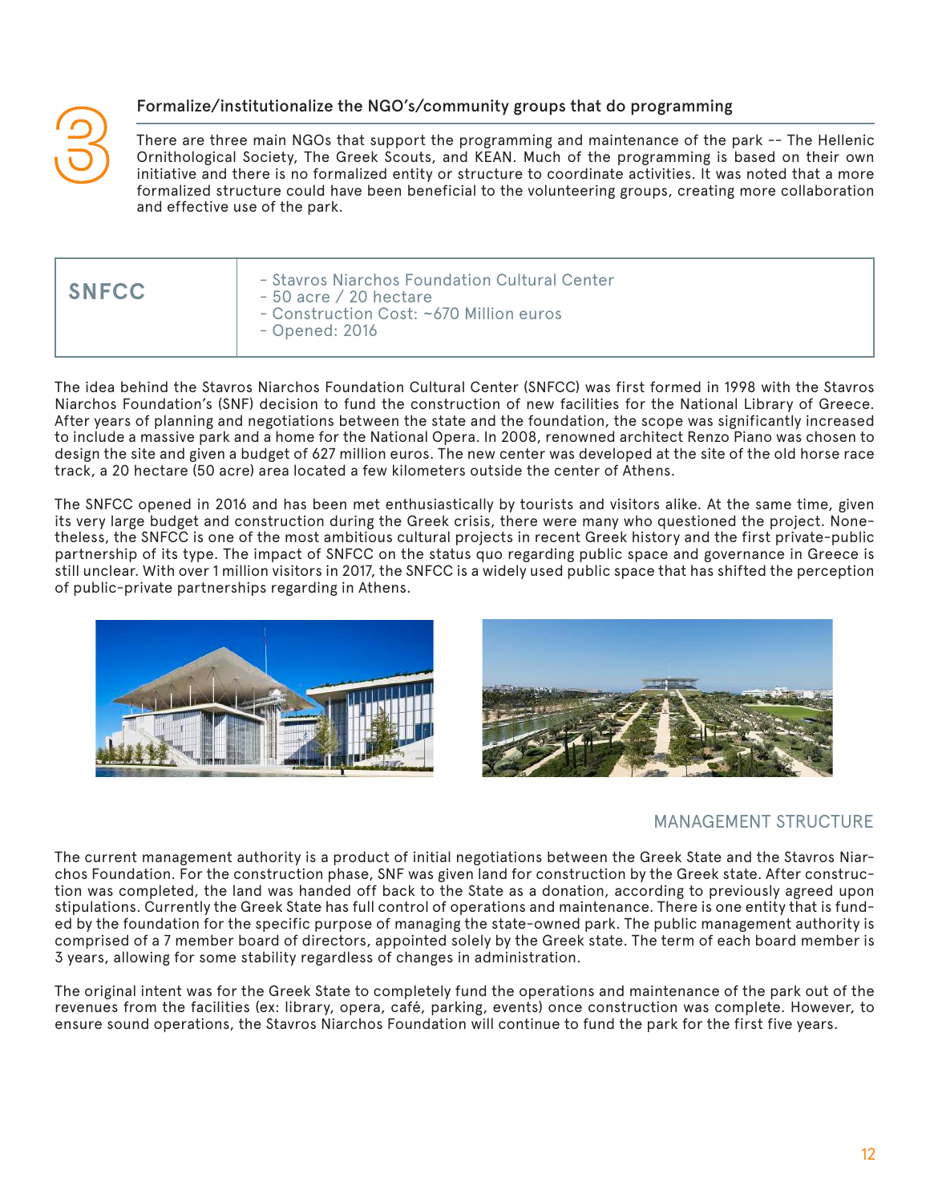## 3 Formalize/institutionalize the NGO's/community groups that do programming

There are three main NGOs that support the programming and maintenance of the park -- The Hellenic Ornithological Society, The Greek Scouts, and KEAN. Much of the programming is based on their own initiative and there is no formalized entity or structure to coordinate activities. It was noted that a more formalized structure could have been beneficial to the volunteering groups, creating more collaboration and effective use of the park.

| SNFCC | - Stavros Niarchos Foundation Cultural Center<br>- 50 acre / 20 hectare<br>- Construction Cost: ~670 Million euros<br>- Opened: 2016 |
|---|---|

The idea behind the Stavros Niarchos Foundation Cultural Center (SNFCC) was first formed in 1998 with the Stavros Niarchos Foundation's (SNF) decision to fund the construction of new facilities for the National Library of Greece. After years of planning and negotiations between the state and the foundation, the scope was significantly increased to include a massive park and a home for the National Opera. In 2008, renowned architect Renzo Piano was chosen to design the site and given a budget of 627 million euros. The new center was developed at the site of the old horse race track, a 20 hectare (50 acre) area located a few kilometers outside the center of Athens.

The SNFCC opened in 2016 and has been met enthusiastically by tourists and visitors alike. At the same time, given its very large budget and construction during the Greek crisis, there were many who questioned the project. Nonetheless, the SNFCC is one of the most ambitious cultural projects in recent Greek history and the first private-public partnership of its type. The impact of SNFCC on the status quo regarding public space and governance in Greece is still unclear. With over 1 million visitors in 2017, the SNFCC is a widely used public space that has shifted the perception of public-private partnerships regarding in Athens.

### MANAGEMENT STRUCTURE

The current management authority is a product of initial negotiations between the Greek State and the Stavros Niarchos Foundation. For the construction phase, SNF was given land for construction by the Greek state. After construction was completed, the land was handed off back to the State as a donation, according to previously agreed upon stipulations. Currently the Greek State has full control of operations and maintenance. There is one entity that is funded by the foundation for the specific purpose of managing the state-owned park. The public management authority is comprised of a 7 member board of directors, appointed solely by the Greek state. The term of each board member is 3 years, allowing for some stability regardless of changes in administration.

The original intent was for the Greek State to completely fund the operations and maintenance of the park out of the revenues from the facilities (ex: library, opera, café, parking, events) once construction was complete. However, to ensure sound operations, the Stavros Niarchos Foundation will continue to fund the park for the first five years.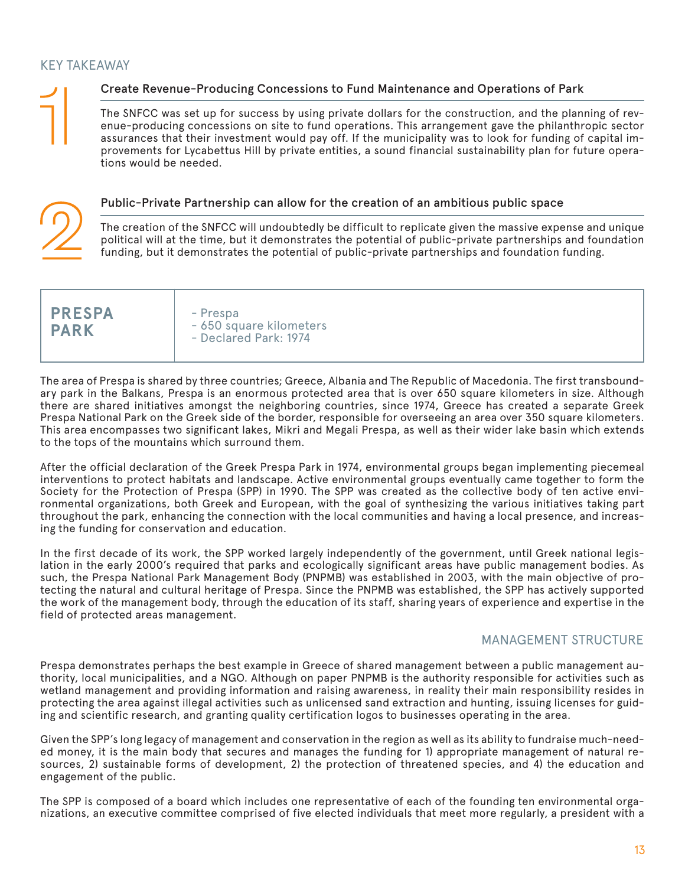## KEY TAKEAWAY

### 1 Create Revenue-Producing Concessions to Fund Maintenance and Operations of Park

The SNFCC was set up for success by using private dollars for the construction, and the planning of revenue-producing concessions on site to fund operations. This arrangement gave the philanthropic sector assurances that their investment would pay off. If the municipality was to look for funding of capital improvements for Lycabettus Hill by private entities, a sound financial sustainability plan for future operations would be needed.

### 2 Public-Private Partnership can allow for the creation of an ambitious public space

The creation of the SNFCC will undoubtedly be difficult to replicate given the massive expense and unique political will at the time, but it demonstrates the potential of public-private partnerships and foundation funding, but it demonstrates the potential of public-private partnerships and foundation funding.

| **PRESPA PARK** | - Prespa<br>- 650 square kilometers<br>- Declared Park: 1974 |
|---|---|

The area of Prespa is shared by three countries; Greece, Albania and The Republic of Macedonia. The first transboundary park in the Balkans, Prespa is an enormous protected area that is over 650 square kilometers in size. Although there are shared initiatives amongst the neighboring countries, since 1974, Greece has created a separate Greek Prespa National Park on the Greek side of the border, responsible for overseeing an area over 350 square kilometers. This area encompasses two significant lakes, Mikri and Megali Prespa, as well as their wider lake basin which extends to the tops of the mountains which surround them.

After the official declaration of the Greek Prespa Park in 1974, environmental groups began implementing piecemeal interventions to protect habitats and landscape. Active environmental groups eventually came together to form the Society for the Protection of Prespa (SPP) in 1990. The SPP was created as the collective body of ten active environmental organizations, both Greek and European, with the goal of synthesizing the various initiatives taking part throughout the park, enhancing the connection with the local communities and having a local presence, and increasing the funding for conservation and education.

In the first decade of its work, the SPP worked largely independently of the government, until Greek national legislation in the early 2000's required that parks and ecologically significant areas have public management bodies. As such, the Prespa National Park Management Body (PNPMB) was established in 2003, with the main objective of protecting the natural and cultural heritage of Prespa. Since the PNPMB was established, the SPP has actively supported the work of the management body, through the education of its staff, sharing years of experience and expertise in the field of protected areas management.

## MANAGEMENT STRUCTURE

Prespa demonstrates perhaps the best example in Greece of shared management between a public management authority, local municipalities, and a NGO. Although on paper PNPMB is the authority responsible for activities such as wetland management and providing information and raising awareness, in reality their main responsibility resides in protecting the area against illegal activities such as unlicensed sand extraction and hunting, issuing licenses for guiding and scientific research, and granting quality certification logos to businesses operating in the area.

Given the SPP's long legacy of management and conservation in the region as well as its ability to fundraise much-needed money, it is the main body that secures and manages the funding for 1) appropriate management of natural resources, 2) sustainable forms of development, 2) the protection of threatened species, and 4) the education and engagement of the public.

The SPP is composed of a board which includes one representative of each of the founding ten environmental organizations, an executive committee comprised of five elected individuals that meet more regularly, a president with a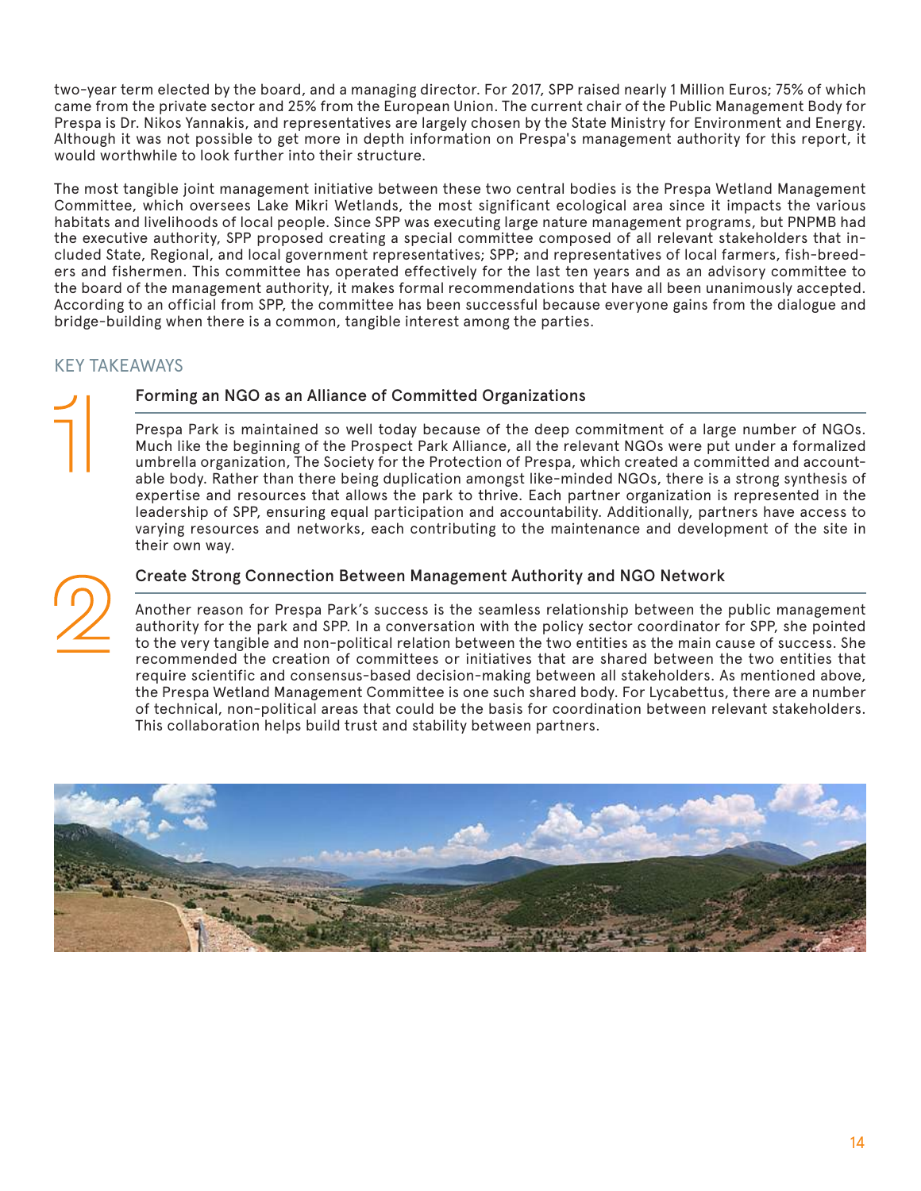two-year term elected by the board, and a managing director. For 2017, SPP raised nearly 1 Million Euros; 75% of which came from the private sector and 25% from the European Union. The current chair of the Public Management Body for Prespa is Dr. Nikos Yannakis, and representatives are largely chosen by the State Ministry for Environment and Energy. Although it was not possible to get more in depth information on Prespa's management authority for this report, it would worthwhile to look further into their structure.

The most tangible joint management initiative between these two central bodies is the Prespa Wetland Management Committee, which oversees Lake Mikri Wetlands, the most significant ecological area since it impacts the various habitats and livelihoods of local people. Since SPP was executing large nature management programs, but PNPMB had the executive authority, SPP proposed creating a special committee composed of all relevant stakeholders that included State, Regional, and local government representatives; SPP; and representatives of local farmers, fish-breeders and fishermen. This committee has operated effectively for the last ten years and as an advisory committee to the board of the management authority, it makes formal recommendations that have all been unanimously accepted. According to an official from SPP, the committee has been successful because everyone gains from the dialogue and bridge-building when there is a common, tangible interest among the parties.

## KEY TAKEAWAYS

### 1 Forming an NGO as an Alliance of Committed Organizations

Prespa Park is maintained so well today because of the deep commitment of a large number of NGOs. Much like the beginning of the Prospect Park Alliance, all the relevant NGOs were put under a formalized umbrella organization, The Society for the Protection of Prespa, which created a committed and accountable body. Rather than there being duplication amongst like-minded NGOs, there is a strong synthesis of expertise and resources that allows the park to thrive. Each partner organization is represented in the leadership of SPP, ensuring equal participation and accountability. Additionally, partners have access to varying resources and networks, each contributing to the maintenance and development of the site in their own way.

### 2 Create Strong Connection Between Management Authority and NGO Network

Another reason for Prespa Park's success is the seamless relationship between the public management authority for the park and SPP. In a conversation with the policy sector coordinator for SPP, she pointed to the very tangible and non-political relation between the two entities as the main cause of success. She recommended the creation of committees or initiatives that are shared between the two entities that require scientific and consensus-based decision-making between all stakeholders. As mentioned above, the Prespa Wetland Management Committee is one such shared body. For Lycabettus, there are a number of technical, non-political areas that could be the basis for coordination between relevant stakeholders. This collaboration helps build trust and stability between partners.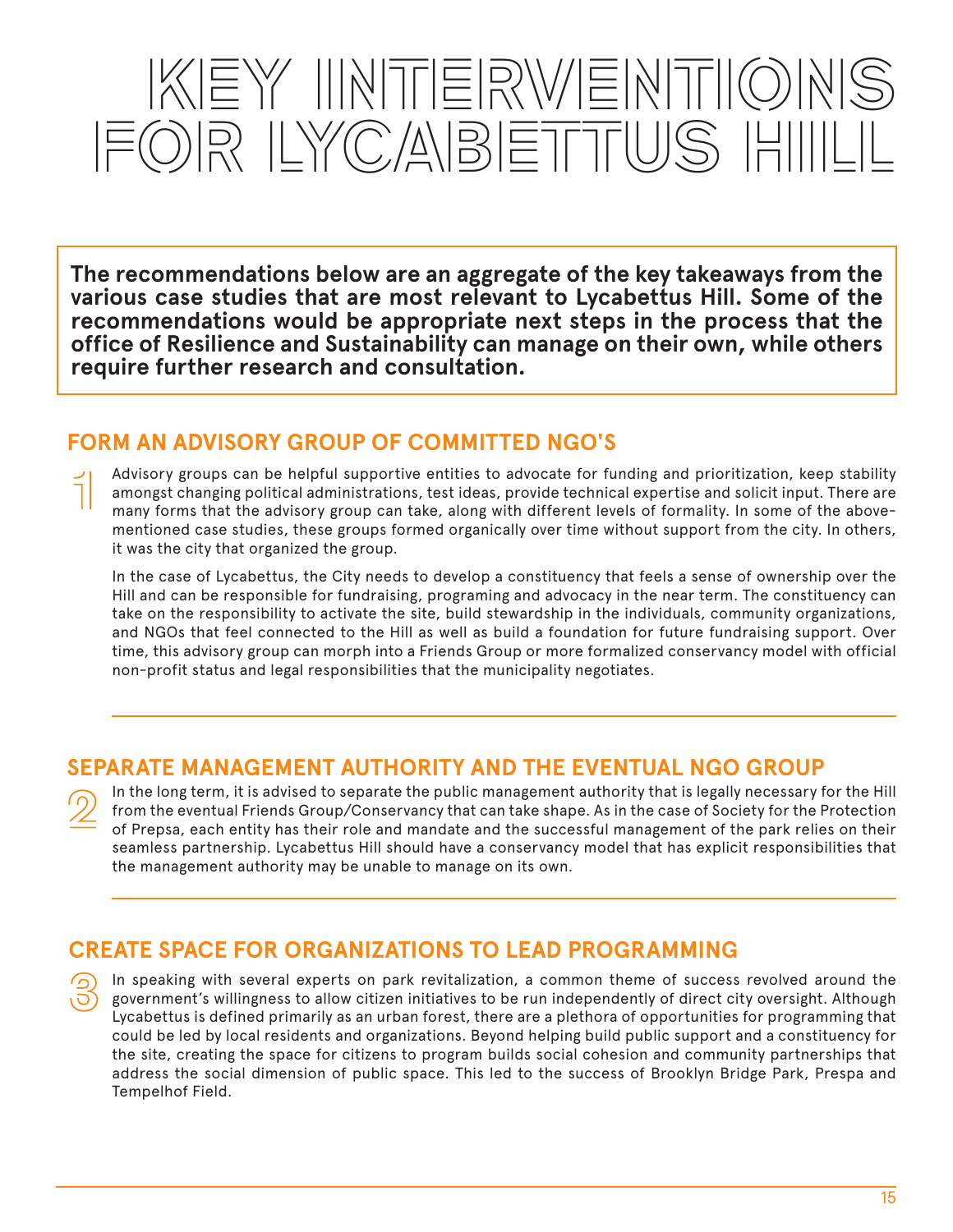# KEY INTERVENTIONS FOR LYCABETTUS HILL

**The recommendations below are an aggregate of the key takeaways from the various case studies that are most relevant to Lycabettus Hill. Some of the recommendations would be appropriate next steps in the process that the office of Resilience and Sustainability can manage on their own, while others require further research and consultation.**

## FORM AN ADVISORY GROUP OF COMMITTED NGO'S

1

Advisory groups can be helpful supportive entities to advocate for funding and prioritization, keep stability amongst changing political administrations, test ideas, provide technical expertise and solicit input. There are many forms that the advisory group can take, along with different levels of formality. In some of the above-mentioned case studies, these groups formed organically over time without support from the city. In others, it was the city that organized the group.

In the case of Lycabettus, the City needs to develop a constituency that feels a sense of ownership over the Hill and can be responsible for fundraising, programing and advocacy in the near term. The constituency can take on the responsibility to activate the site, build stewardship in the individuals, community organizations, and NGOs that feel connected to the Hill as well as build a foundation for future fundraising support. Over time, this advisory group can morph into a Friends Group or more formalized conservancy model with official non-profit status and legal responsibilities that the municipality negotiates.

## SEPARATE MANAGEMENT AUTHORITY AND THE EVENTUAL NGO GROUP

2

In the long term, it is advised to separate the public management authority that is legally necessary for the Hill from the eventual Friends Group/Conservancy that can take shape. As in the case of Society for the Protection of Prepsa, each entity has their role and mandate and the successful management of the park relies on their seamless partnership. Lycabettus Hill should have a conservancy model that has explicit responsibilities that the management authority may be unable to manage on its own.

## CREATE SPACE FOR ORGANIZATIONS TO LEAD PROGRAMMING

3

In speaking with several experts on park revitalization, a common theme of success revolved around the government's willingness to allow citizen initiatives to be run independently of direct city oversight. Although Lycabettus is defined primarily as an urban forest, there are a plethora of opportunities for programming that could be led by local residents and organizations. Beyond helping build public support and a constituency for the site, creating the space for citizens to program builds social cohesion and community partnerships that address the social dimension of public space. This led to the success of Brooklyn Bridge Park, Prespa and Tempelhof Field.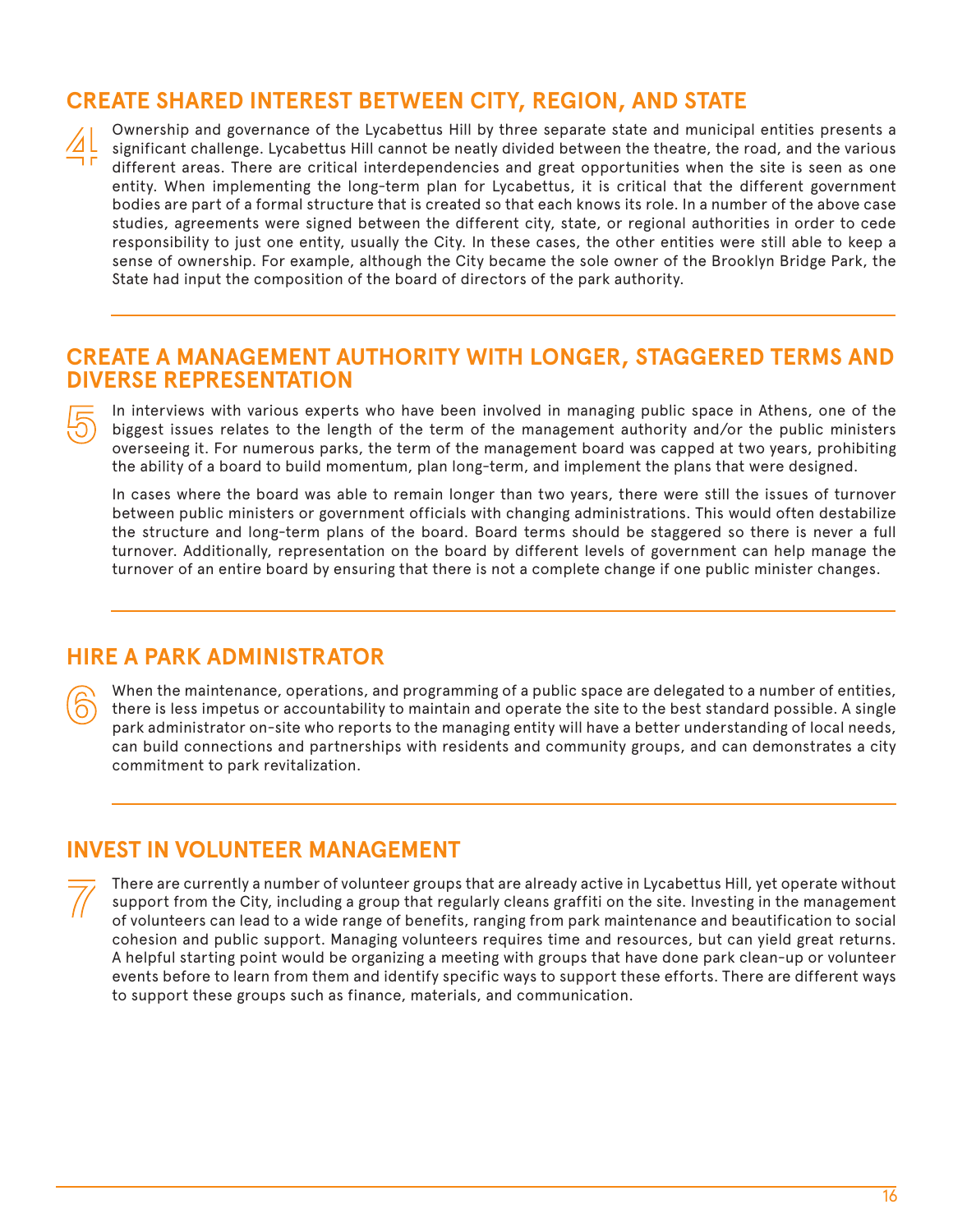## CREATE SHARED INTEREST BETWEEN CITY, REGION, AND STATE

4

Ownership and governance of the Lycabettus Hill by three separate state and municipal entities presents a significant challenge. Lycabettus Hill cannot be neatly divided between the theatre, the road, and the various different areas. There are critical interdependencies and great opportunities when the site is seen as one entity. When implementing the long-term plan for Lycabettus, it is critical that the different government bodies are part of a formal structure that is created so that each knows its role. In a number of the above case studies, agreements were signed between the different city, state, or regional authorities in order to cede responsibility to just one entity, usually the City. In these cases, the other entities were still able to keep a sense of ownership. For example, although the City became the sole owner of the Brooklyn Bridge Park, the State had input the composition of the board of directors of the park authority.

## CREATE A MANAGEMENT AUTHORITY WITH LONGER, STAGGERED TERMS AND DIVERSE REPRESENTATION

5

In interviews with various experts who have been involved in managing public space in Athens, one of the biggest issues relates to the length of the term of the management authority and/or the public ministers overseeing it. For numerous parks, the term of the management board was capped at two years, prohibiting the ability of a board to build momentum, plan long-term, and implement the plans that were designed.

In cases where the board was able to remain longer than two years, there were still the issues of turnover between public ministers or government officials with changing administrations. This would often destabilize the structure and long-term plans of the board. Board terms should be staggered so there is never a full turnover. Additionally, representation on the board by different levels of government can help manage the turnover of an entire board by ensuring that there is not a complete change if one public minister changes.

## HIRE A PARK ADMINISTRATOR

6

When the maintenance, operations, and programming of a public space are delegated to a number of entities, there is less impetus or accountability to maintain and operate the site to the best standard possible. A single park administrator on-site who reports to the managing entity will have a better understanding of local needs, can build connections and partnerships with residents and community groups, and can demonstrates a city commitment to park revitalization.

## INVEST IN VOLUNTEER MANAGEMENT

7

There are currently a number of volunteer groups that are already active in Lycabettus Hill, yet operate without support from the City, including a group that regularly cleans graffiti on the site. Investing in the management of volunteers can lead to a wide range of benefits, ranging from park maintenance and beautification to social cohesion and public support. Managing volunteers requires time and resources, but can yield great returns. A helpful starting point would be organizing a meeting with groups that have done park clean-up or volunteer events before to learn from them and identify specific ways to support these efforts. There are different ways to support these groups such as finance, materials, and communication.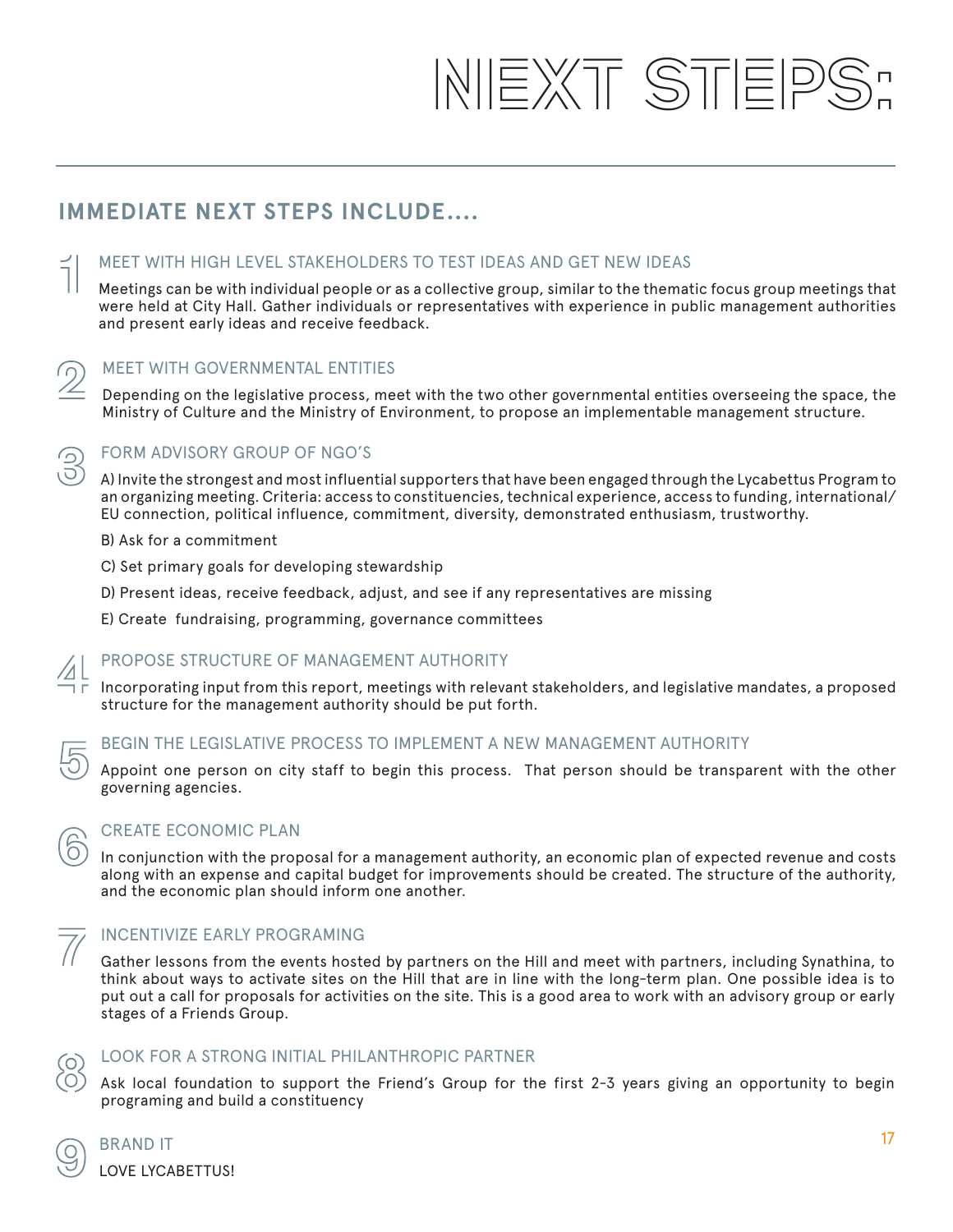# NEXT STEPS:

## IMMEDIATE NEXT STEPS INCLUDE....

### 1 MEET WITH HIGH LEVEL STAKEHOLDERS TO TEST IDEAS AND GET NEW IDEAS

Meetings can be with individual people or as a collective group, similar to the thematic focus group meetings that were held at City Hall. Gather individuals or representatives with experience in public management authorities and present early ideas and receive feedback.

### 2 MEET WITH GOVERNMENTAL ENTITIES

Depending on the legislative process, meet with the two other governmental entities overseeing the space, the Ministry of Culture and the Ministry of Environment, to propose an implementable management structure.

### 3 FORM ADVISORY GROUP OF NGO'S

A) Invite the strongest and most influential supporters that have been engaged through the Lycabettus Program to an organizing meeting. Criteria: access to constituencies, technical experience, access to funding, international/EU connection, political influence, commitment, diversity, demonstrated enthusiasm, trustworthy.

B) Ask for a commitment

C) Set primary goals for developing stewardship

D) Present ideas, receive feedback, adjust, and see if any representatives are missing

E) Create fundraising, programming, governance committees

### 4 PROPOSE STRUCTURE OF MANAGEMENT AUTHORITY

Incorporating input from this report, meetings with relevant stakeholders, and legislative mandates, a proposed structure for the management authority should be put forth.

### 5 BEGIN THE LEGISLATIVE PROCESS TO IMPLEMENT A NEW MANAGEMENT AUTHORITY

Appoint one person on city staff to begin this process. That person should be transparent with the other governing agencies.

### 6 CREATE ECONOMIC PLAN

In conjunction with the proposal for a management authority, an economic plan of expected revenue and costs along with an expense and capital budget for improvements should be created. The structure of the authority, and the economic plan should inform one another.

### 7 INCENTIVIZE EARLY PROGRAMING

Gather lessons from the events hosted by partners on the Hill and meet with partners, including Synathina, to think about ways to activate sites on the Hill that are in line with the long-term plan. One possible idea is to put out a call for proposals for activities on the site. This is a good area to work with an advisory group or early stages of a Friends Group.

### 8 LOOK FOR A STRONG INITIAL PHILANTHROPIC PARTNER

Ask local foundation to support the Friend's Group for the first 2-3 years giving an opportunity to begin programing and build a constituency

### 9 BRAND IT

LOVE LYCABETTUS!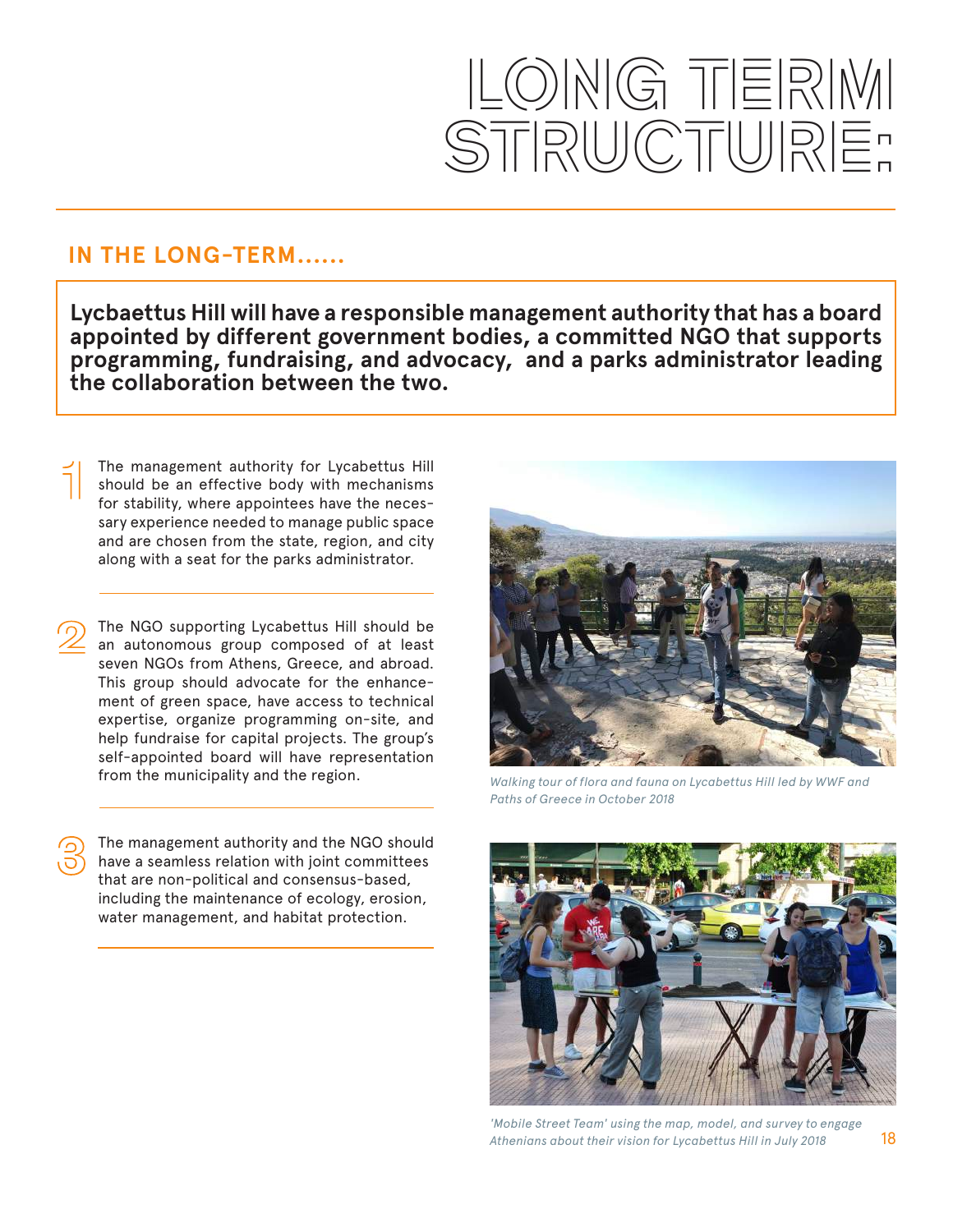# LONG TERM STRUCTURE:

## IN THE LONG-TERM......

**Lycbaettus Hill will have a responsible management authority that has a board appointed by different government bodies, a committed NGO that supports programming, fundraising, and advocacy, and a parks administrator leading the collaboration between the two.**

1. The management authority for Lycabettus Hill should be an effective body with mechanisms for stability, where appointees have the necessary experience needed to manage public space and are chosen from the state, region, and city along with a seat for the parks administrator.

2. The NGO supporting Lycabettus Hill should be an autonomous group composed of at least seven NGOs from Athens, Greece, and abroad. This group should advocate for the enhancement of green space, have access to technical expertise, organize programming on-site, and help fundraise for capital projects. The group's self-appointed board will have representation from the municipality and the region.

3. The management authority and the NGO should have a seamless relation with joint committees that are non-political and consensus-based, including the maintenance of ecology, erosion, water management, and habitat protection.

*Walking tour of flora and fauna on Lycabettus Hill led by WWF and Paths of Greece in October 2018*

*'Mobile Street Team' using the map, model, and survey to engage Athenians about their vision for Lycabettus Hill in July 2018*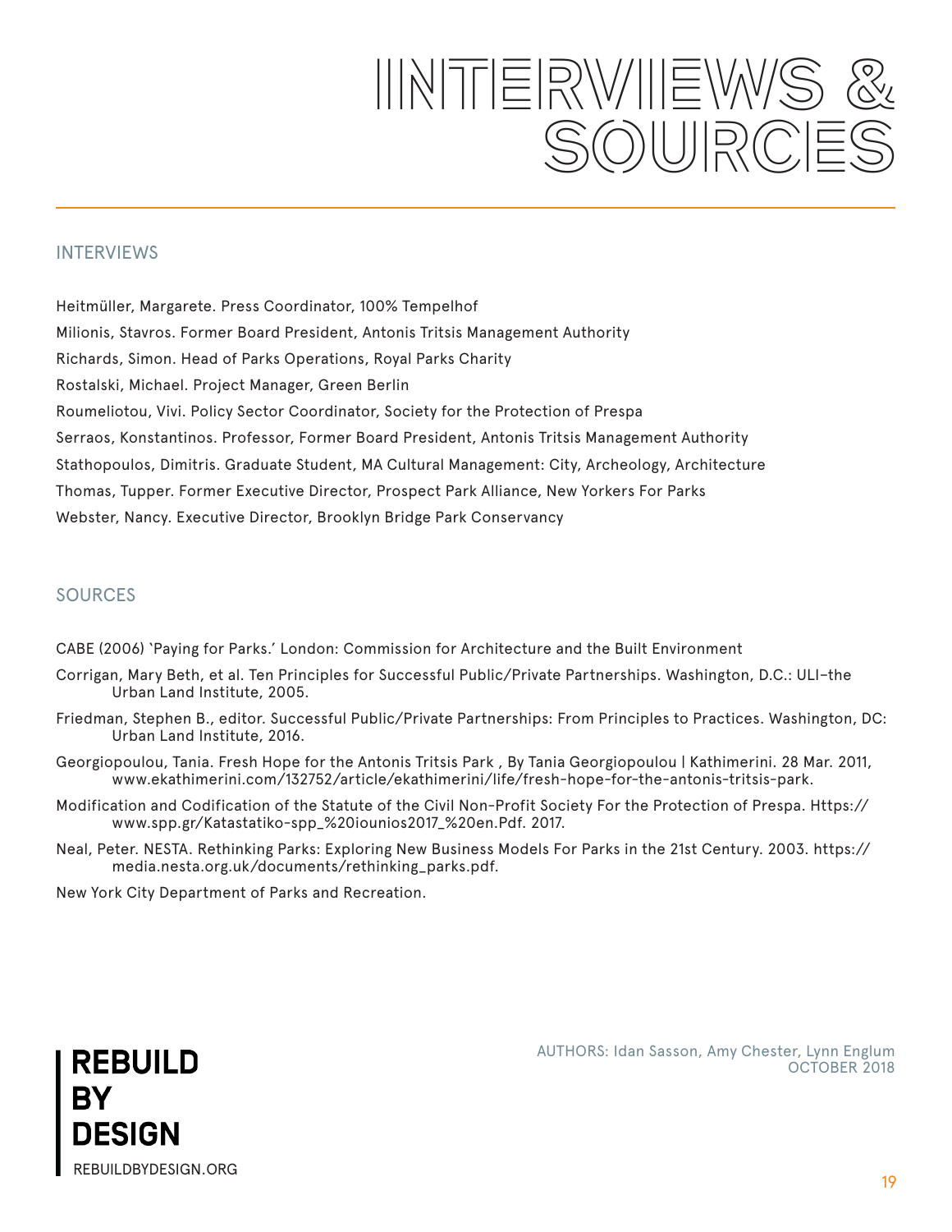# INTERVIEWS & SOURCES

## INTERVIEWS

Heitmüller, Margarete. Press Coordinator, 100% Tempelhof

Milionis, Stavros. Former Board President, Antonis Tritsis Management Authority

Richards, Simon. Head of Parks Operations, Royal Parks Charity

Rostalski, Michael. Project Manager, Green Berlin

Roumeliotou, Vivi. Policy Sector Coordinator, Society for the Protection of Prespa

Serraos, Konstantinos. Professor, Former Board President, Antonis Tritsis Management Authority

Stathopoulos, Dimitris. Graduate Student, MA Cultural Management: City, Archeology, Architecture

Thomas, Tupper. Former Executive Director, Prospect Park Alliance, New Yorkers For Parks

Webster, Nancy. Executive Director, Brooklyn Bridge Park Conservancy

## SOURCES

CABE (2006) `Paying for Parks.' London: Commission for Architecture and the Built Environment

Corrigan, Mary Beth, et al. Ten Principles for Successful Public/Private Partnerships. Washington, D.C.: ULI–the Urban Land Institute, 2005.

Friedman, Stephen B., editor. Successful Public/Private Partnerships: From Principles to Practices. Washington, DC: Urban Land Institute, 2016.

Georgiopoulou, Tania. Fresh Hope for the Antonis Tritsis Park , By Tania Georgiopoulou | Kathimerini. 28 Mar. 2011, www.ekathimerini.com/132752/article/ekathimerini/life/fresh-hope-for-the-antonis-tritsis-park.

Modification and Codification of the Statute of the Civil Non-Profit Society For the Protection of Prespa. Https://www.spp.gr/Katastatiko-spp_%20iounios2017_%20en.Pdf. 2017.

Neal, Peter. NESTA. Rethinking Parks: Exploring New Business Models For Parks in the 21st Century. 2003. https://media.nesta.org.uk/documents/rethinking_parks.pdf.

New York City Department of Parks and Recreation.

AUTHORS: Idan Sasson, Amy Chester, Lynn Englum
OCTOBER 2018

REBUILD BY DESIGN
REBUILDBYDESIGN.ORG